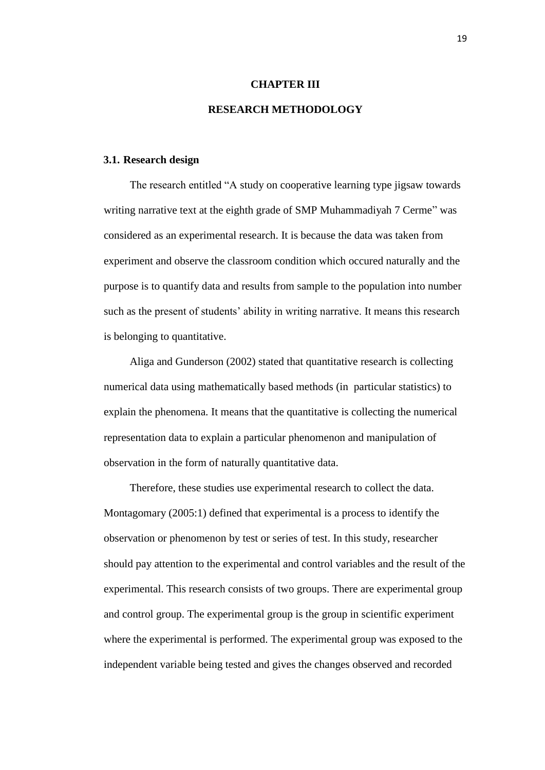# CHAPTER III

# RESEARCH METHODOLOGY

## 3.1. Research design

The research entitled "A study on cooperative learning type jigsaw towards writing narrative text at the eighth grade of SMP Muhammadiyah 7 Cerme" was considered as an experimental research. It is because the data was taken from experiment and observe the classroom condition which occured naturally and the purpose is to quantify data and results from sample to the population into number such as the present of students' ability in writing narrative. It means this research is belonging to quantitative.

Aliga and Gunderson (2002) stated that quantitative research is collecting numerical data using mathematically based methods (in particular statistics) to explain the phenomena. It means that the quantitative is collecting the numerical representation data to explain a particular phenomenon and manipulation of observation in the form of naturally quantitative data.

Therefore, these studies use experimental research to collect the data. Montagomary (2005:1) defined that experimental is a process to identify the observation or phenomenon by test or series of test. In this study, researcher should pay attention to the experimental and control variables and the result of the experimental. This research consists of two groups. There are experimental group and control group. The experimental group is the group in scientific experiment where the experimental is performed. The experimental group was exposed to the independent variable being tested and gives the changes observed and recorded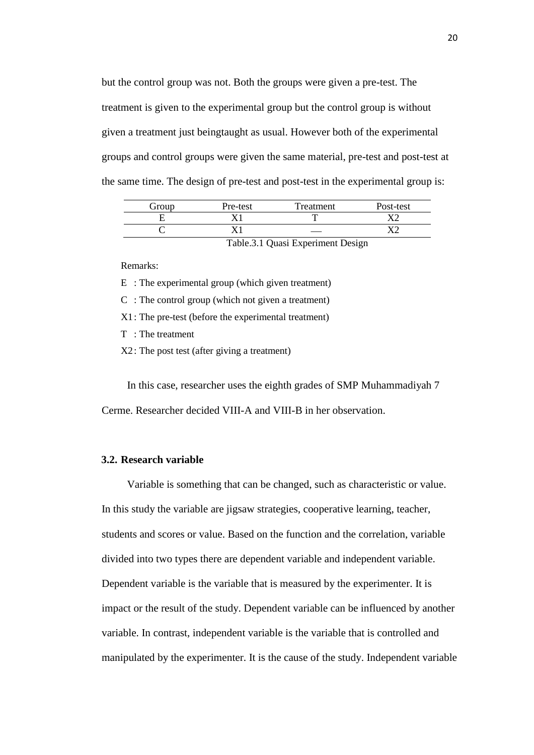but the control group was not. Both the groups were given a pre-test. The treatment is given to the experimental group but the control group is without given a treatment just beingtaught as usual. However both of the experimental groups and control groups were given the same material, pre-test and post-test at the same time. The design of pre-test and post-test in the experimental group is:

| Group | Pre-test | Treatment | Post-test |
|---|---|---|---|
| E | X1 | T | X2 |
| C | X1 | ___ | X2 |

Table.3.1 Quasi Experiment Design

Remarks:

E : The experimental group (which given treatment)

C : The control group (which not given a treatment)

X1 : The pre-test (before the experimental treatment)

T : The treatment

X2 : The post test (after giving a treatment)

In this case, researcher uses the eighth grades of SMP Muhammadiyah 7 Cerme. Researcher decided VIII-A and VIII-B in her observation.

### 3.2. Research variable

Variable is something that can be changed, such as characteristic or value. In this study the variable are jigsaw strategies, cooperative learning, teacher, students and scores or value. Based on the function and the correlation, variable divided into two types there are dependent variable and independent variable. Dependent variable is the variable that is measured by the experimenter. It is impact or the result of the study. Dependent variable can be influenced by another variable. In contrast, independent variable is the variable that is controlled and manipulated by the experimenter. It is the cause of the study. Independent variable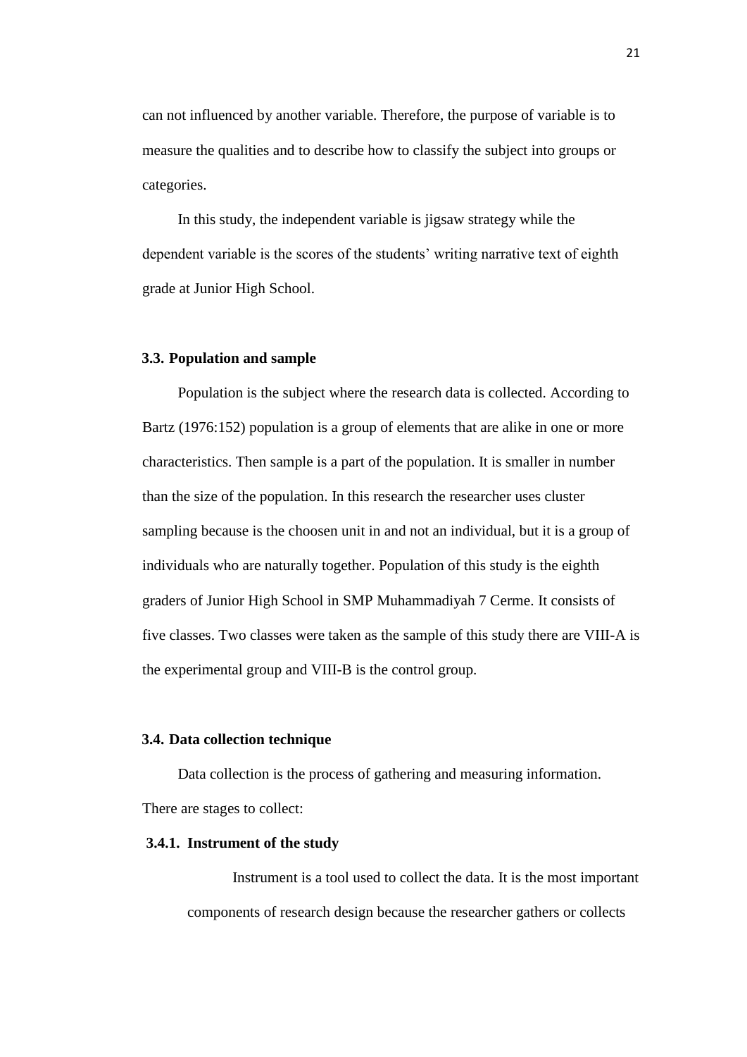can not influenced by another variable. Therefore, the purpose of variable is to measure the qualities and to describe how to classify the subject into groups or categories.

In this study, the independent variable is jigsaw strategy while the dependent variable is the scores of the students' writing narrative text of eighth grade at Junior High School.

### 3.3. Population and sample

Population is the subject where the research data is collected. According to Bartz (1976:152) population is a group of elements that are alike in one or more characteristics. Then sample is a part of the population. It is smaller in number than the size of the population. In this research the researcher uses cluster sampling because is the choosen unit in and not an individual, but it is a group of individuals who are naturally together. Population of this study is the eighth graders of Junior High School in SMP Muhammadiyah 7 Cerme. It consists of five classes. Two classes were taken as the sample of this study there are VIII-A is the experimental group and VIII-B is the control group.

### 3.4. Data collection technique

Data collection is the process of gathering and measuring information. There are stages to collect:

#### 3.4.1. Instrument of the study

Instrument is a tool used to collect the data. It is the most important components of research design because the researcher gathers or collects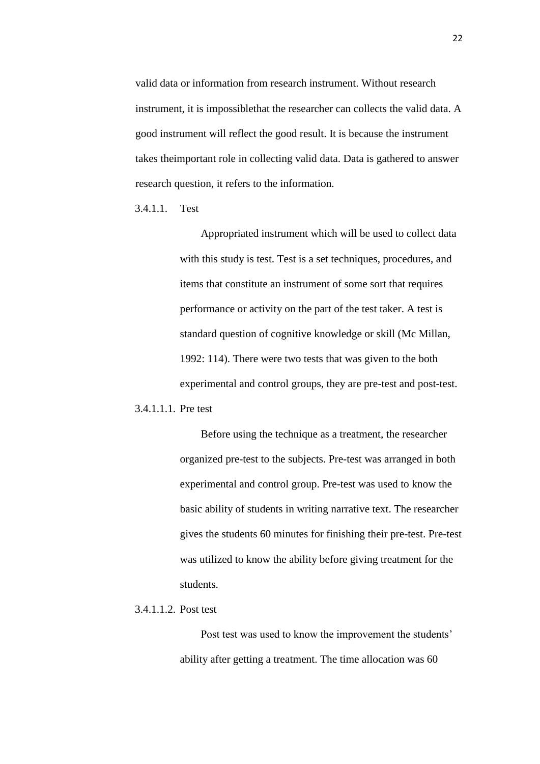valid data or information from research instrument. Without research instrument, it is impossiblethat the researcher can collects the valid data. A good instrument will reflect the good result. It is because the instrument takes theimportant role in collecting valid data. Data is gathered to answer research question, it refers to the information.

#### 3.4.1.1. Test

Appropriated instrument which will be used to collect data with this study is test. Test is a set techniques, procedures, and items that constitute an instrument of some sort that requires performance or activity on the part of the test taker. A test is standard question of cognitive knowledge or skill (Mc Millan, 1992: 114). There were two tests that was given to the both experimental and control groups, they are pre-test and post-test.

##### 3.4.1.1.1. Pre test

Before using the technique as a treatment, the researcher organized pre-test to the subjects. Pre-test was arranged in both experimental and control group. Pre-test was used to know the basic ability of students in writing narrative text. The researcher gives the students 60 minutes for finishing their pre-test. Pre-test was utilized to know the ability before giving treatment for the students.

##### 3.4.1.1.2. Post test

Post test was used to know the improvement the students' ability after getting a treatment. The time allocation was 60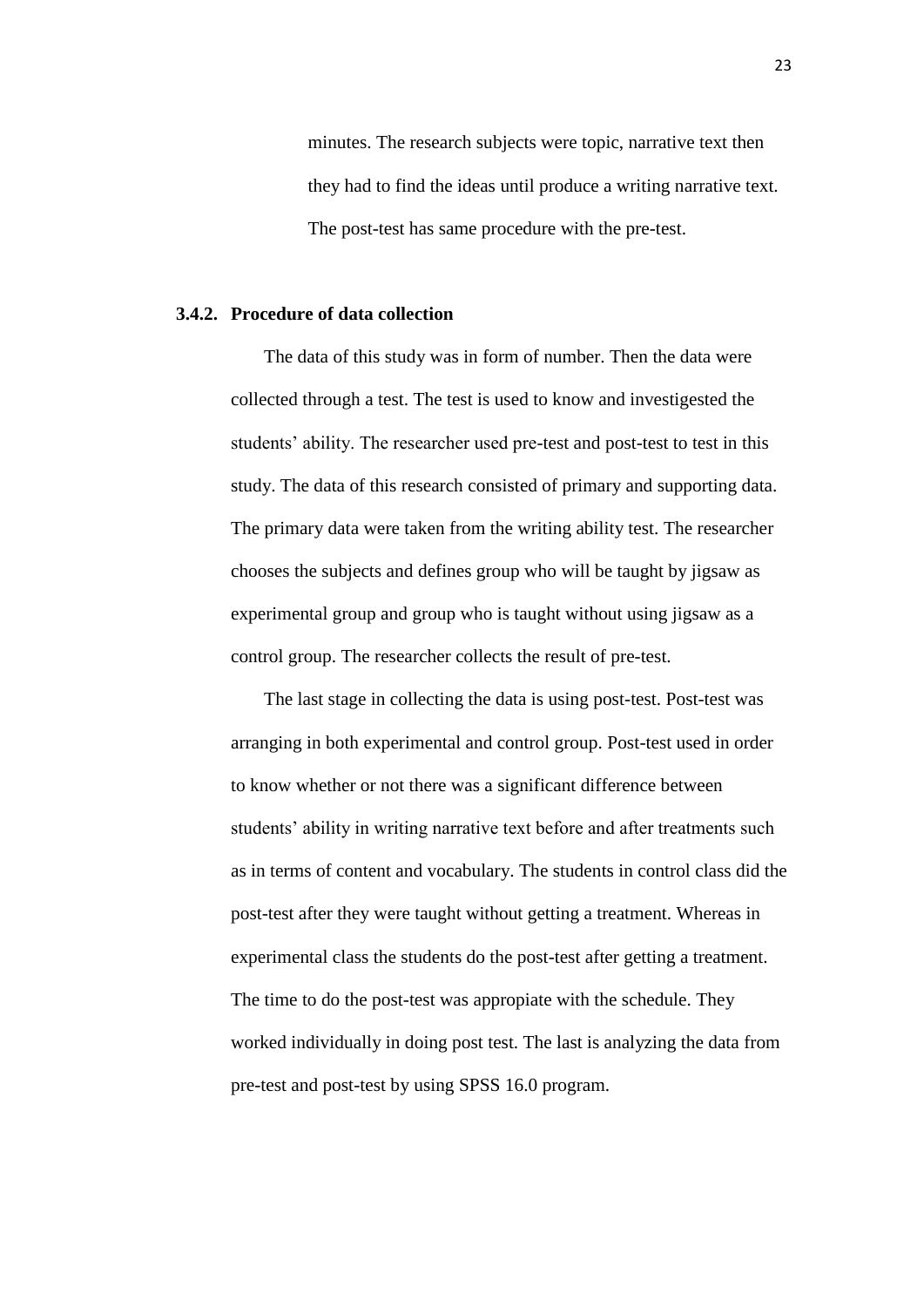minutes. The research subjects were topic, narrative text then they had to find the ideas until produce a writing narrative text. The post-test has same procedure with the pre-test.

### 3.4.2. Procedure of data collection

The data of this study was in form of number. Then the data were collected through a test. The test is used to know and investigested the students' ability. The researcher used pre-test and post-test to test in this study. The data of this research consisted of primary and supporting data. The primary data were taken from the writing ability test. The researcher chooses the subjects and defines group who will be taught by jigsaw as experimental group and group who is taught without using jigsaw as a control group. The researcher collects the result of pre-test.

The last stage in collecting the data is using post-test. Post-test was arranging in both experimental and control group. Post-test used in order to know whether or not there was a significant difference between students' ability in writing narrative text before and after treatments such as in terms of content and vocabulary. The students in control class did the post-test after they were taught without getting a treatment. Whereas in experimental class the students do the post-test after getting a treatment. The time to do the post-test was appropiate with the schedule. They worked individually in doing post test. The last is analyzing the data from pre-test and post-test by using SPSS 16.0 program.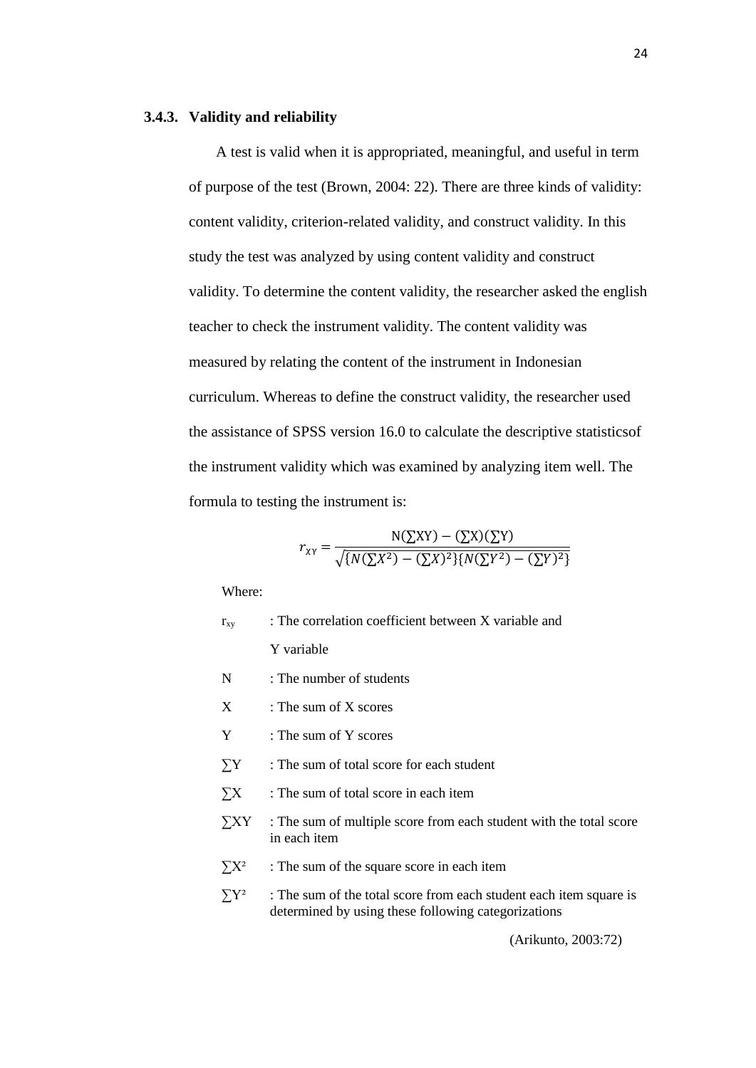### 3.4.3. Validity and reliability

A test is valid when it is appropriated, meaningful, and useful in term of purpose of the test (Brown, 2004: 22). There are three kinds of validity: content validity, criterion-related validity, and construct validity. In this study the test was analyzed by using content validity and construct validity. To determine the content validity, the researcher asked the english teacher to check the instrument validity. The content validity was measured by relating the content of the instrument in Indonesian curriculum. Whereas to define the construct validity, the researcher used the assistance of SPSS version 16.0 to calculate the descriptive statisticsof the instrument validity which was examined by analyzing item well. The formula to testing the instrument is:

$$r_{XY} = \frac{N(\sum XY) - (\sum X)(\sum Y)}{\sqrt{\{N(\sum X^2) - (\sum X)^2\}\{N(\sum Y^2) - (\sum Y)^2\}}}$$

Where:

- $r_{xy}$ : The correlation coefficient between X variable and Y variable
- N : The number of students
- X : The sum of X scores
- Y : The sum of Y scores
- $\sum Y$ : The sum of total score for each student
- $\sum X$ : The sum of total score in each item
- $\sum XY$ : The sum of multiple score from each student with the total score in each item
- $\sum X^2$ : The sum of the square score in each item
- $\sum Y^2$ : The sum of the total score from each student each item square is determined by using these following categorizations

(Arikunto, 2003:72)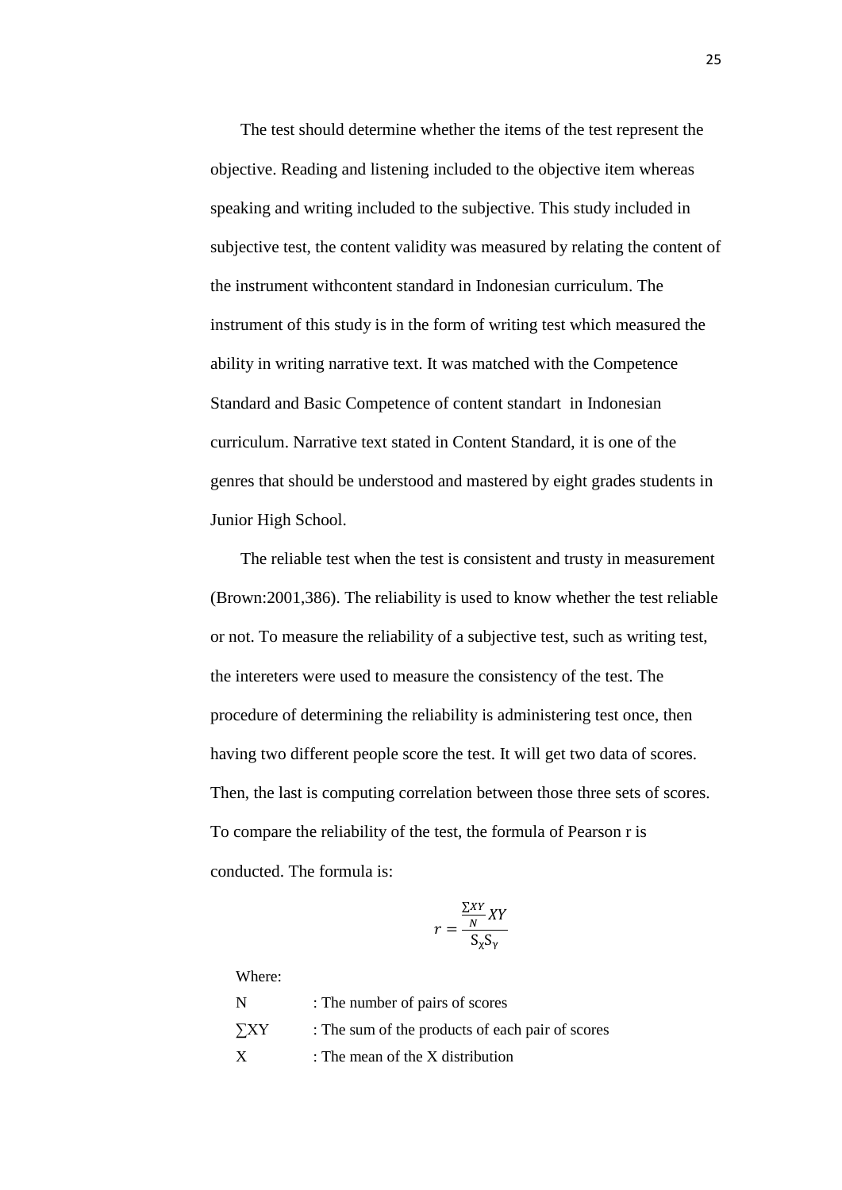The test should determine whether the items of the test represent the objective. Reading and listening included to the objective item whereas speaking and writing included to the subjective. This study included in subjective test, the content validity was measured by relating the content of the instrument withcontent standard in Indonesian curriculum. The instrument of this study is in the form of writing test which measured the ability in writing narrative text. It was matched with the Competence Standard and Basic Competence of content standart in Indonesian curriculum. Narrative text stated in Content Standard, it is one of the genres that should be understood and mastered by eight grades students in Junior High School.

The reliable test when the test is consistent and trusty in measurement (Brown:2001,386). The reliability is used to know whether the test reliable or not. To measure the reliability of a subjective test, such as writing test, the intereters were used to measure the consistency of the test. The procedure of determining the reliability is administering test once, then having two different people score the test. It will get two data of scores. Then, the last is computing correlation between those three sets of scores. To compare the reliability of the test, the formula of Pearson r is conducted. The formula is:

$$r = \frac{\frac{\sum XY}{N} XY}{S_X S_Y}$$

Where:

| | |
|---|---|
| N | : The number of pairs of scores |
| ∑XY | : The sum of the products of each pair of scores |
| X | : The mean of the X distribution |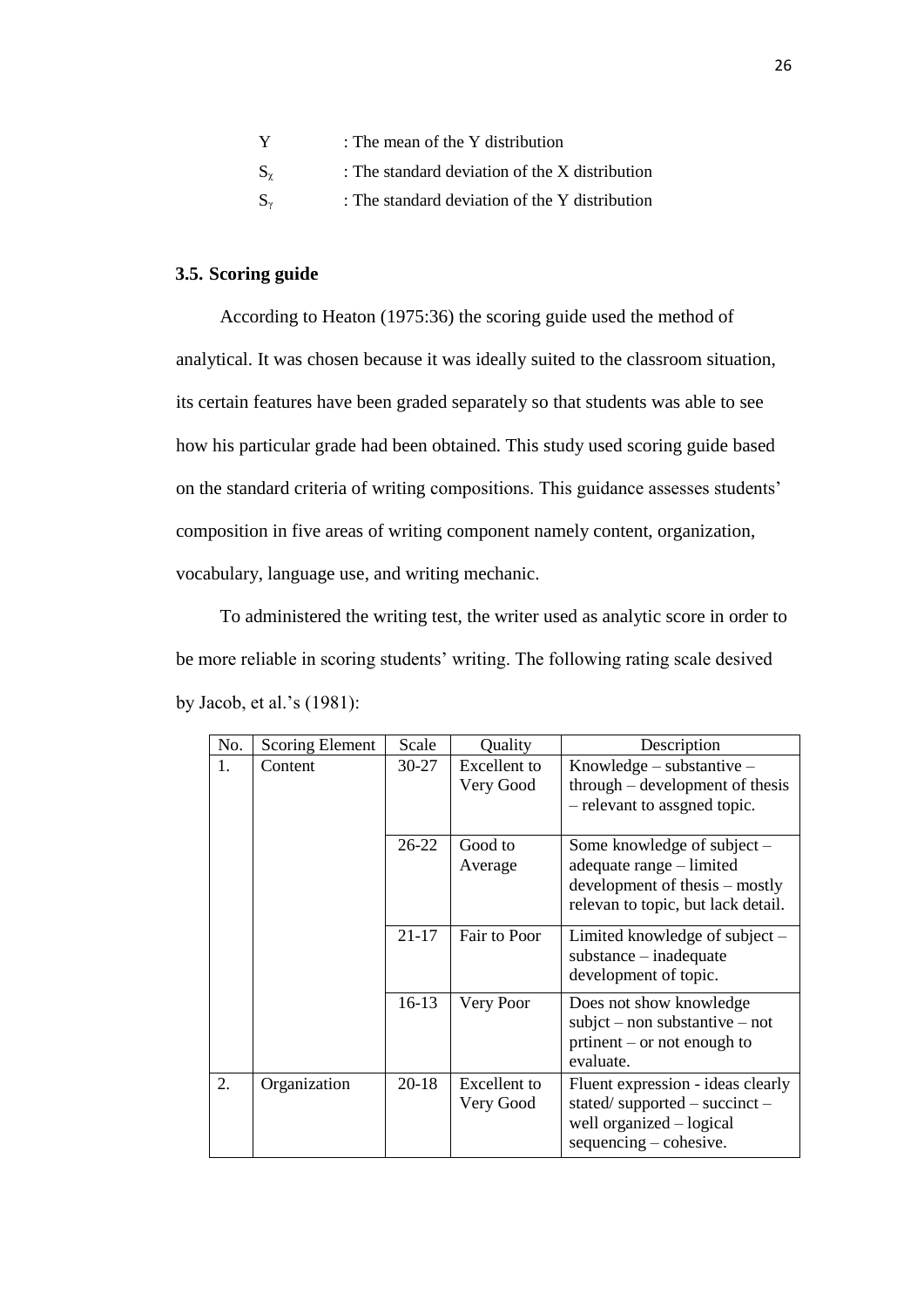| | |
|---|---|
| Y | : The mean of the Y distribution |
| $S_x$ | : The standard deviation of the X distribution |
| $S_Y$ | : The standard deviation of the Y distribution |

### 3.5. Scoring guide

According to Heaton (1975:36) the scoring guide used the method of analytical. It was chosen because it was ideally suited to the classroom situation, its certain features have been graded separately so that students was able to see how his particular grade had been obtained. This study used scoring guide based on the standard criteria of writing compositions. This guidance assesses students' composition in five areas of writing component namely content, organization, vocabulary, language use, and writing mechanic.

To administered the writing test, the writer used as analytic score in order to be more reliable in scoring students' writing. The following rating scale desived by Jacob, et al.'s (1981):

| No. | Scoring Element | Scale | Quality | Description |
|---|---|---|---|---|
| 1. | Content | 30-27 | Excellent to Very Good | Knowledge – substantive – through – development of thesis – relevant to assgned topic. |
| | | 26-22 | Good to Average | Some knowledge of subject – adequate range – limited development of thesis – mostly relevan to topic, but lack detail. |
| | | 21-17 | Fair to Poor | Limited knowledge of subject – substance – inadequate development of topic. |
| | | 16-13 | Very Poor | Does not show knowledge subjct – non substantive – not prtinent – or not enough to evaluate. |
| 2. | Organization | 20-18 | Excellent to Very Good | Fluent expression - ideas clearly stated/ supported – succinct – well organized – logical sequencing – cohesive. |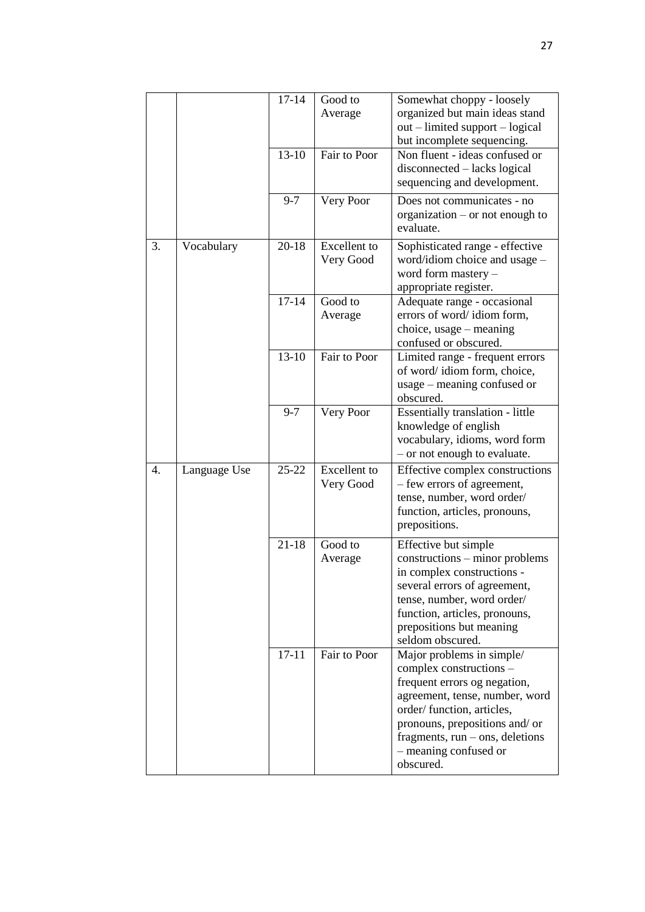|  |  | 17-14 | Good to Average | Somewhat choppy - loosely organized but main ideas stand out – limited support – logical but incomplete sequencing. |
|---|---|---|---|---|
|  |  | 13-10 | Fair to Poor | Non fluent - ideas confused or disconnected – lacks logical sequencing and development. |
|  |  | 9-7 | Very Poor | Does not communicates - no organization – or not enough to evaluate. |
| 3. | Vocabulary | 20-18 | Excellent to Very Good | Sophisticated range - effective word/idiom choice and usage – word form mastery – appropriate register. |
|  |  | 17-14 | Good to Average | Adequate range - occasional errors of word/ idiom form, choice, usage – meaning confused or obscured. |
|  |  | 13-10 | Fair to Poor | Limited range - frequent errors of word/ idiom form, choice, usage – meaning confused or obscured. |
|  |  | 9-7 | Very Poor | Essentially translation - little knowledge of english vocabulary, idioms, word form – or not enough to evaluate. |
| 4. | Language Use | 25-22 | Excellent to Very Good | Effective complex constructions – few errors of agreement, tense, number, word order/ function, articles, pronouns, prepositions. |
|  |  | 21-18 | Good to Average | Effective but simple constructions – minor problems in complex constructions - several errors of agreement, tense, number, word order/ function, articles, pronouns, prepositions but meaning seldom obscured. |
|  |  | 17-11 | Fair to Poor | Major problems in simple/ complex constructions – frequent errors og negation, agreement, tense, number, word order/ function, articles, pronouns, prepositions and/ or fragments, run – ons, deletions – meaning confused or obscured. |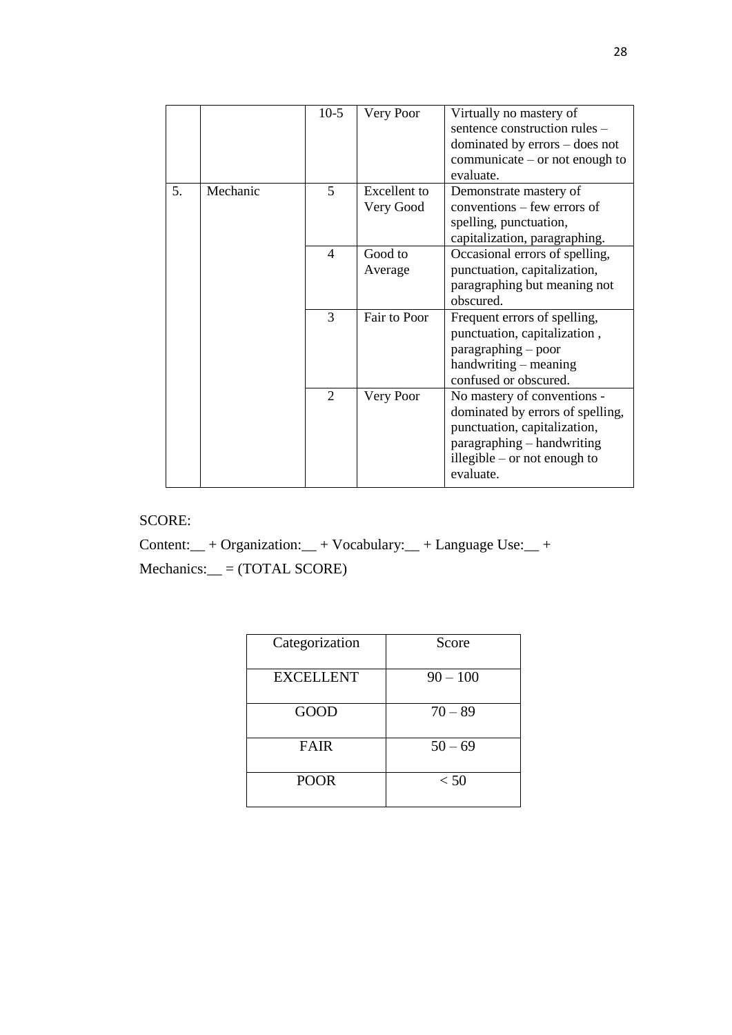| | | | | |
|---|---|---|---|---|
| | | 10-5 | Very Poor | Virtually no mastery of sentence construction rules – dominated by errors – does not communicate – or not enough to evaluate. |
| 5. | Mechanic | 5 | Excellent to Very Good | Demonstrate mastery of conventions – few errors of spelling, punctuation, capitalization, paragraphing. |
| | | 4 | Good to Average | Occasional errors of spelling, punctuation, capitalization, paragraphing but meaning not obscured. |
| | | 3 | Fair to Poor | Frequent errors of spelling, punctuation, capitalization , paragraphing – poor handwriting – meaning confused or obscured. |
| | | 2 | Very Poor | No mastery of conventions - dominated by errors of spelling, punctuation, capitalization, paragraphing – handwriting illegible – or not enough to evaluate. |

SCORE:

Content:__ + Organization:__ + Vocabulary:__ + Language Use:__ + Mechanics:__ = (TOTAL SCORE)

| Categorization | Score |
|---|---|
| EXCELLENT | 90 – 100 |
| GOOD | 70 – 89 |
| FAIR | 50 – 69 |
| POOR | < 50 |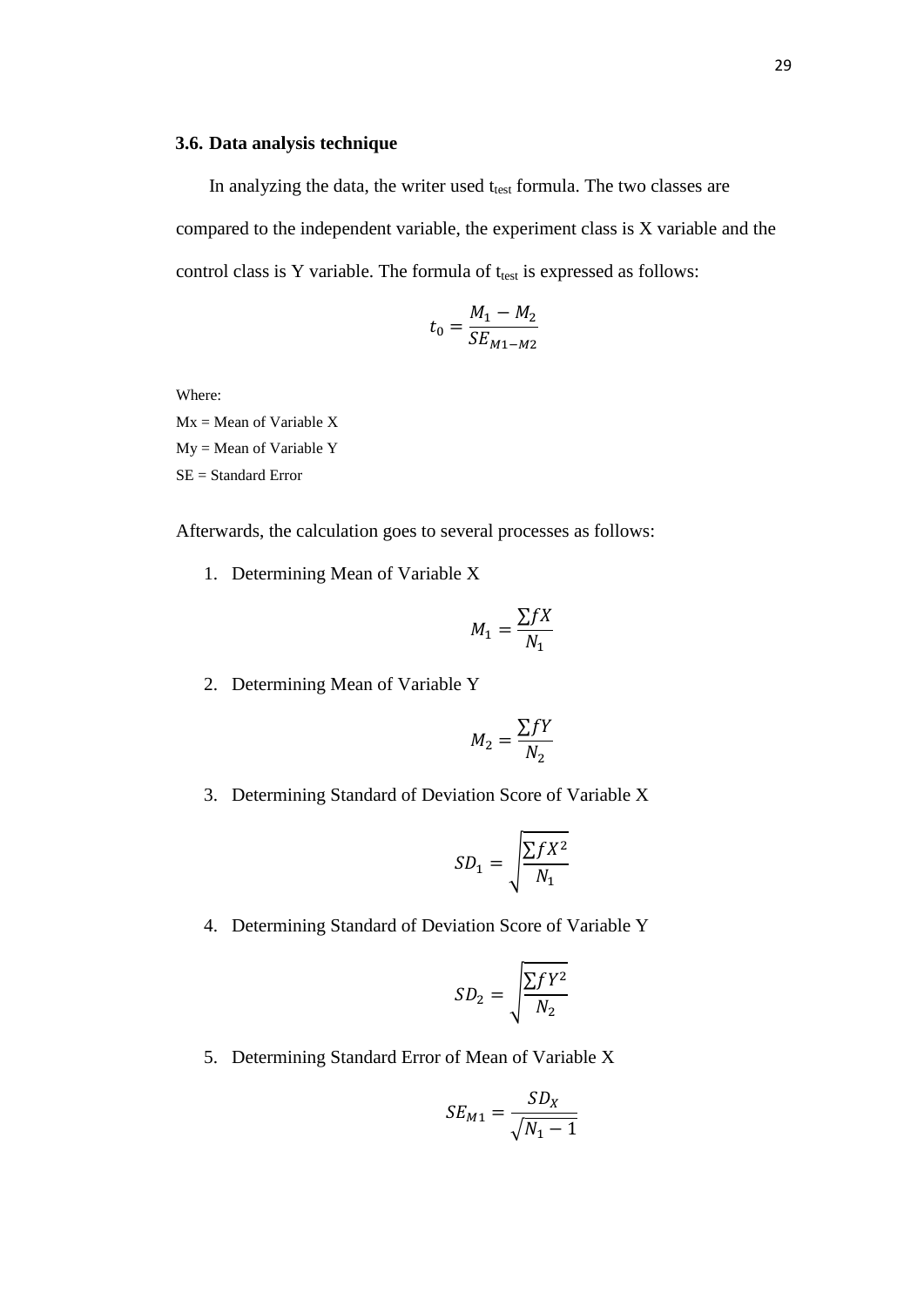### 3.6. Data analysis technique

In analyzing the data, the writer used $t_{test}$ formula. The two classes are compared to the independent variable, the experiment class is X variable and the control class is Y variable. The formula of $t_{test}$ is expressed as follows:

$$t_0 = \frac{M_1 - M_2}{SE_{M1-M2}}$$

Where:
Mx = Mean of Variable X
My = Mean of Variable Y
SE = Standard Error

Afterwards, the calculation goes to several processes as follows:

1. Determining Mean of Variable X

$$M_1 = \frac{\sum fX}{N_1}$$

2. Determining Mean of Variable Y

$$M_2 = \frac{\sum fY}{N_2}$$

3. Determining Standard of Deviation Score of Variable X

$$SD_1 = \sqrt{\frac{\sum fX^2}{N_1}}$$

4. Determining Standard of Deviation Score of Variable Y

$$SD_2 = \sqrt{\frac{\sum fY^2}{N_2}}$$

5. Determining Standard Error of Mean of Variable X

$$SE_{M1} = \frac{SD_X}{\sqrt{N_1 - 1}}$$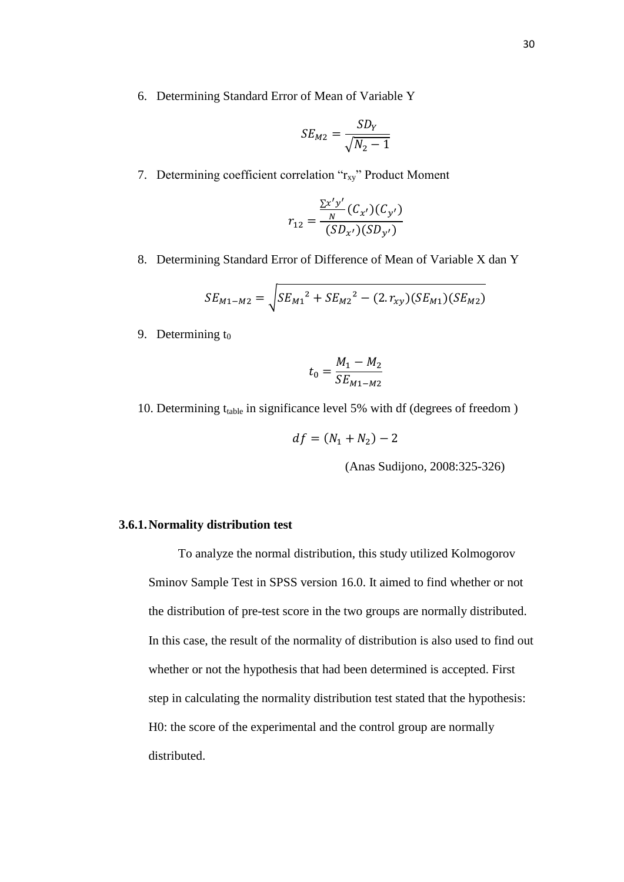6. Determining Standard Error of Mean of Variable Y

$$SE_{M2} = \frac{SD_Y}{\sqrt{N_2 - 1}}$$

7. Determining coefficient correlation "$r_{xy}$" Product Moment

$$r_{12} = \frac{\frac{\sum x'y'}{N}(C_{x'})(C_{y'})}{(SD_{x'})(SD_{y'})}$$

8. Determining Standard Error of Difference of Mean of Variable X dan Y

$$SE_{M1-M2} = \sqrt{{SE_{M1}}^2 + {SE_{M2}}^2 - (2.r_{xy})(SE_{M1})(SE_{M2})}$$

9. Determining $t_0$

$$t_0 = \frac{M_1 - M_2}{SE_{M1-M2}}$$

10. Determining $t_{table}$ in significance level 5% with df (degrees of freedom )

$$df = (N_1 + N_2) - 2$$

(Anas Sudijono, 2008:325-326)

### 3.6.1. Normality distribution test

To analyze the normal distribution, this study utilized Kolmogorov Sminov Sample Test in SPSS version 16.0. It aimed to find whether or not the distribution of pre-test score in the two groups are normally distributed. In this case, the result of the normality of distribution is also used to find out whether or not the hypothesis that had been determined is accepted. First step in calculating the normality distribution test stated that the hypothesis: H0: the score of the experimental and the control group are normally distributed.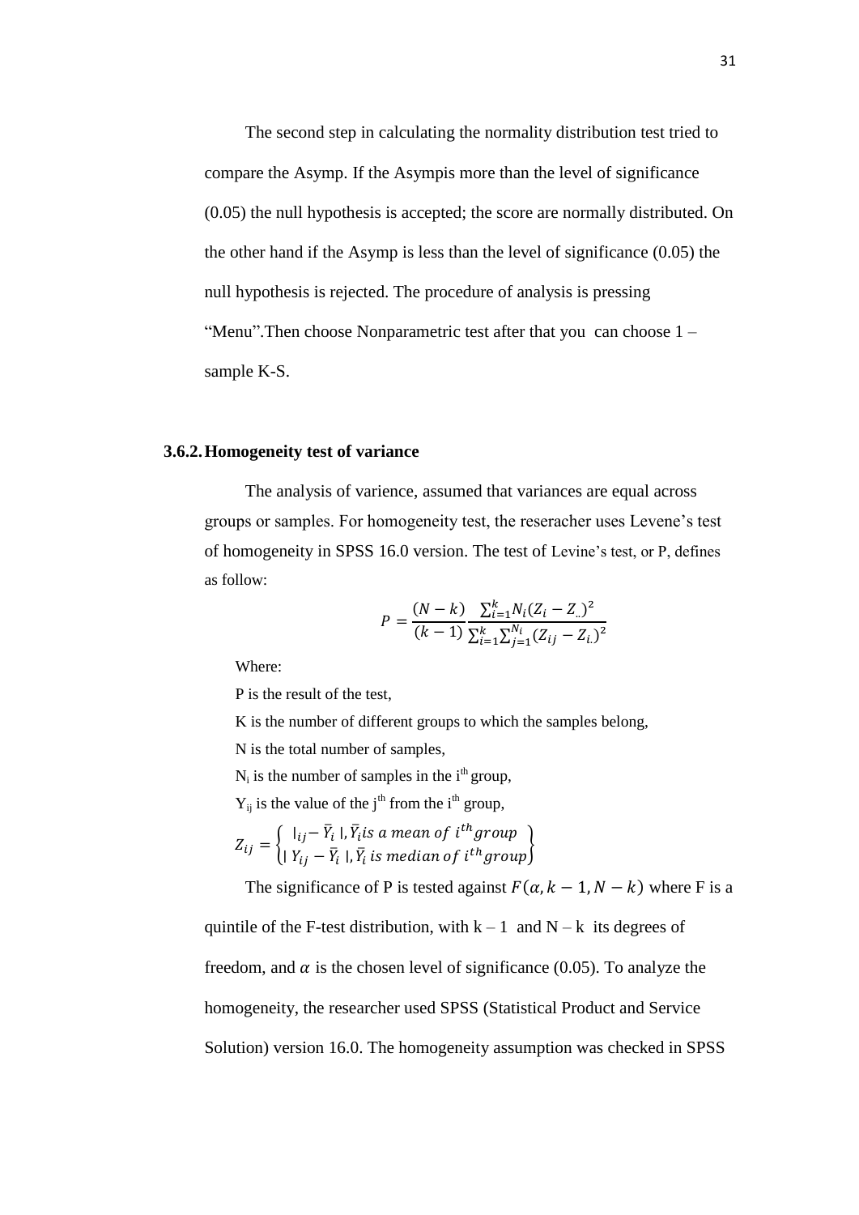The second step in calculating the normality distribution test tried to compare the Asymp. If the Asympis more than the level of significance (0.05) the null hypothesis is accepted; the score are normally distributed. On the other hand if the Asymp is less than the level of significance (0.05) the null hypothesis is rejected. The procedure of analysis is pressing "Menu".Then choose Nonparametric test after that you can choose 1 – sample K-S.

### 3.6.2. Homogeneity test of variance

The analysis of varience, assumed that variances are equal across groups or samples. For homogeneity test, the reseracher uses Levene's test of homogeneity in SPSS 16.0 version. The test of Levine's test, or P, defines as follow:

$$P = \frac{(N-k)}{(k-1)} \frac{\sum_{i=1}^{k} N_i (Z_i - Z_{..})^2}{\sum_{i=1}^{k} \sum_{j=1}^{N_i} (Z_{ij} - Z_{i.})^2}$$

Where:

P is the result of the test,

K is the number of different groups to which the samples belong,

N is the total number of samples,

$N_i$ is the number of samples in the $i^{th}$ group,

$Y_{ij}$ is the value of the $j^{th}$ from the $i^{th}$ group,

$$Z_{ij} = \begin{cases} |_{ij} - \bar{Y}_i \,|, \bar{Y}_i \text{ is a mean of } i^{th} \text{group} \\ |\, Y_{ij} - \bar{Y}_i \,|, \bar{Y}_i \text{ is median of } i^{th} \text{group} \end{cases}$$

The significance of P is tested against $F(\alpha, k-1, N-k)$ where F is a quintile of the F-test distribution, with $k-1$ and $N-k$ its degrees of freedom, and $\alpha$ is the chosen level of significance (0.05). To analyze the homogeneity, the researcher used SPSS (Statistical Product and Service Solution) version 16.0. The homogeneity assumption was checked in SPSS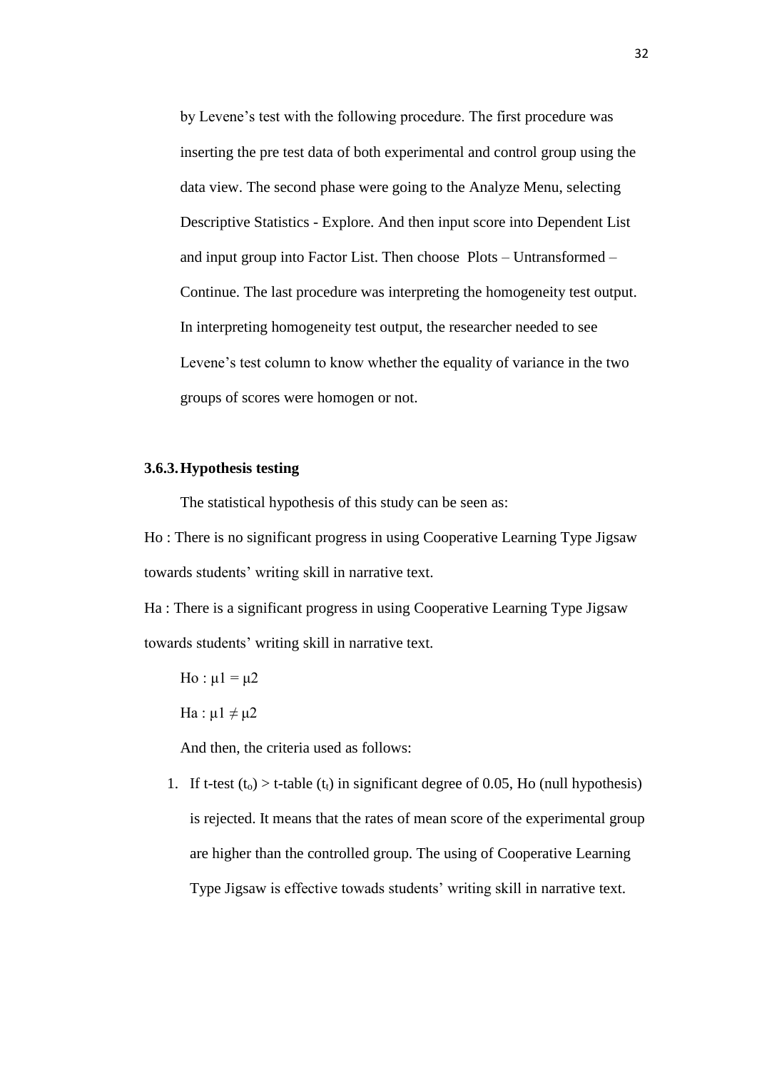by Levene's test with the following procedure. The first procedure was inserting the pre test data of both experimental and control group using the data view. The second phase were going to the Analyze Menu, selecting Descriptive Statistics - Explore. And then input score into Dependent List and input group into Factor List. Then choose Plots – Untransformed – Continue. The last procedure was interpreting the homogeneity test output. In interpreting homogeneity test output, the researcher needed to see Levene's test column to know whether the equality of variance in the two groups of scores were homogen or not.

### 3.6.3. Hypothesis testing

The statistical hypothesis of this study can be seen as:

Ho : There is no significant progress in using Cooperative Learning Type Jigsaw towards students' writing skill in narrative text.

Ha : There is a significant progress in using Cooperative Learning Type Jigsaw towards students' writing skill in narrative text.

Ho : $\mu 1 = \mu 2$

Ha : $\mu 1 \neq \mu 2$

And then, the criteria used as follows:

1. If t-test ($t_o$) > t-table ($t_t$) in significant degree of 0.05, Ho (null hypothesis) is rejected. It means that the rates of mean score of the experimental group are higher than the controlled group. The using of Cooperative Learning Type Jigsaw is effective towads students' writing skill in narrative text.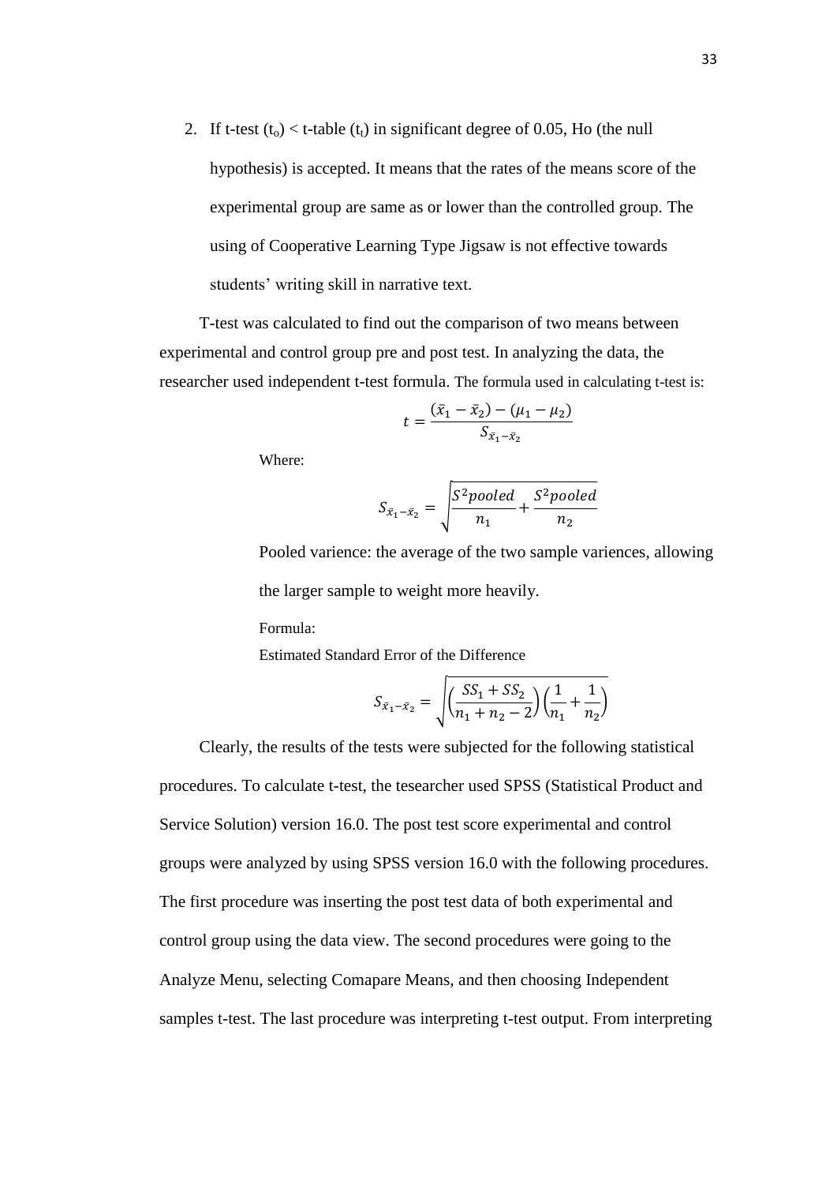2. If t-test ($t_o$) < t-table ($t_t$) in significant degree of 0.05, Ho (the null hypothesis) is accepted. It means that the rates of the means score of the experimental group are same as or lower than the controlled group. The using of Cooperative Learning Type Jigsaw is not effective towards students' writing skill in narrative text.

T-test was calculated to find out the comparison of two means between experimental and control group pre and post test. In analyzing the data, the researcher used independent t-test formula. The formula used in calculating t-test is:

$$t = \frac{(\bar{x}_1 - \bar{x}_2) - (\mu_1 - \mu_2)}{S_{\bar{x}_1 - \bar{x}_2}}$$

Where:

$$S_{\bar{x}_1 - \bar{x}_2} = \sqrt{\frac{S^2 pooled}{n_1} + \frac{S^2 pooled}{n_2}}$$

Pooled varience: the average of the two sample variences, allowing the larger sample to weight more heavily.

Formula:

Estimated Standard Error of the Difference

$$S_{\bar{x}_1 - \bar{x}_2} = \sqrt{\left(\frac{SS_1 + SS_2}{n_1 + n_2 - 2}\right)\left(\frac{1}{n_1} + \frac{1}{n_2}\right)}$$

Clearly, the results of the tests were subjected for the following statistical procedures. To calculate t-test, the tesearcher used SPSS (Statistical Product and Service Solution) version 16.0. The post test score experimental and control groups were analyzed by using SPSS version 16.0 with the following procedures. The first procedure was inserting the post test data of both experimental and control group using the data view. The second procedures were going to the Analyze Menu, selecting Comapare Means, and then choosing Independent samples t-test. The last procedure was interpreting t-test output. From interpreting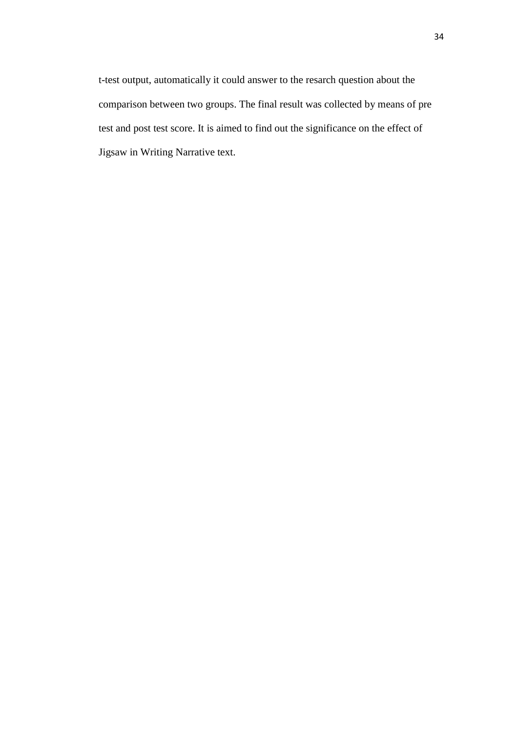t-test output, automatically it could answer to the resarch question about the comparison between two groups. The final result was collected by means of pre test and post test score. It is aimed to find out the significance on the effect of Jigsaw in Writing Narrative text.